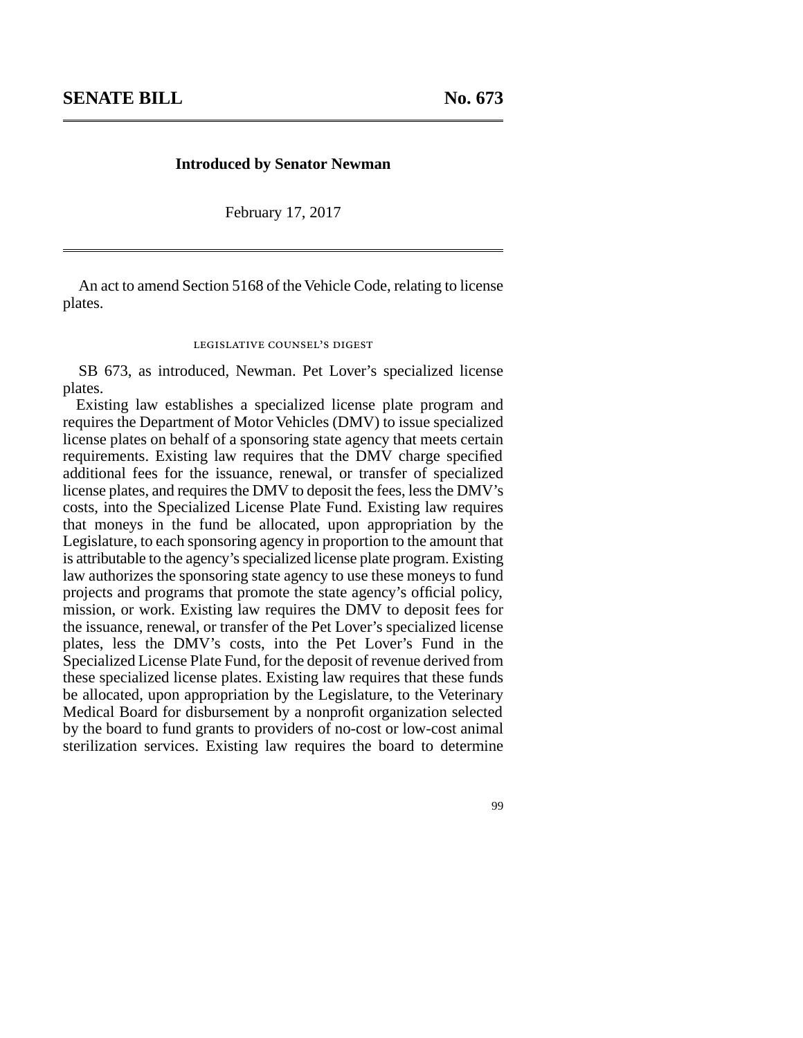## SENATE BILL No. 673

---

**Introduced by Senator Newman**

February 17, 2017

---

An act to amend Section 5168 of the Vehicle Code, relating to license plates.

legislative counsel's digest

SB 673, as introduced, Newman. Pet Lover's specialized license plates.

Existing law establishes a specialized license plate program and requires the Department of Motor Vehicles (DMV) to issue specialized license plates on behalf of a sponsoring state agency that meets certain requirements. Existing law requires that the DMV charge specified additional fees for the issuance, renewal, or transfer of specialized license plates, and requires the DMV to deposit the fees, less the DMV's costs, into the Specialized License Plate Fund. Existing law requires that moneys in the fund be allocated, upon appropriation by the Legislature, to each sponsoring agency in proportion to the amount that is attributable to the agency's specialized license plate program. Existing law authorizes the sponsoring state agency to use these moneys to fund projects and programs that promote the state agency's official policy, mission, or work. Existing law requires the DMV to deposit fees for the issuance, renewal, or transfer of the Pet Lover's specialized license plates, less the DMV's costs, into the Pet Lover's Fund in the Specialized License Plate Fund, for the deposit of revenue derived from these specialized license plates. Existing law requires that these funds be allocated, upon appropriation by the Legislature, to the Veterinary Medical Board for disbursement by a nonprofit organization selected by the board to fund grants to providers of no-cost or low-cost animal sterilization services. Existing law requires the board to determine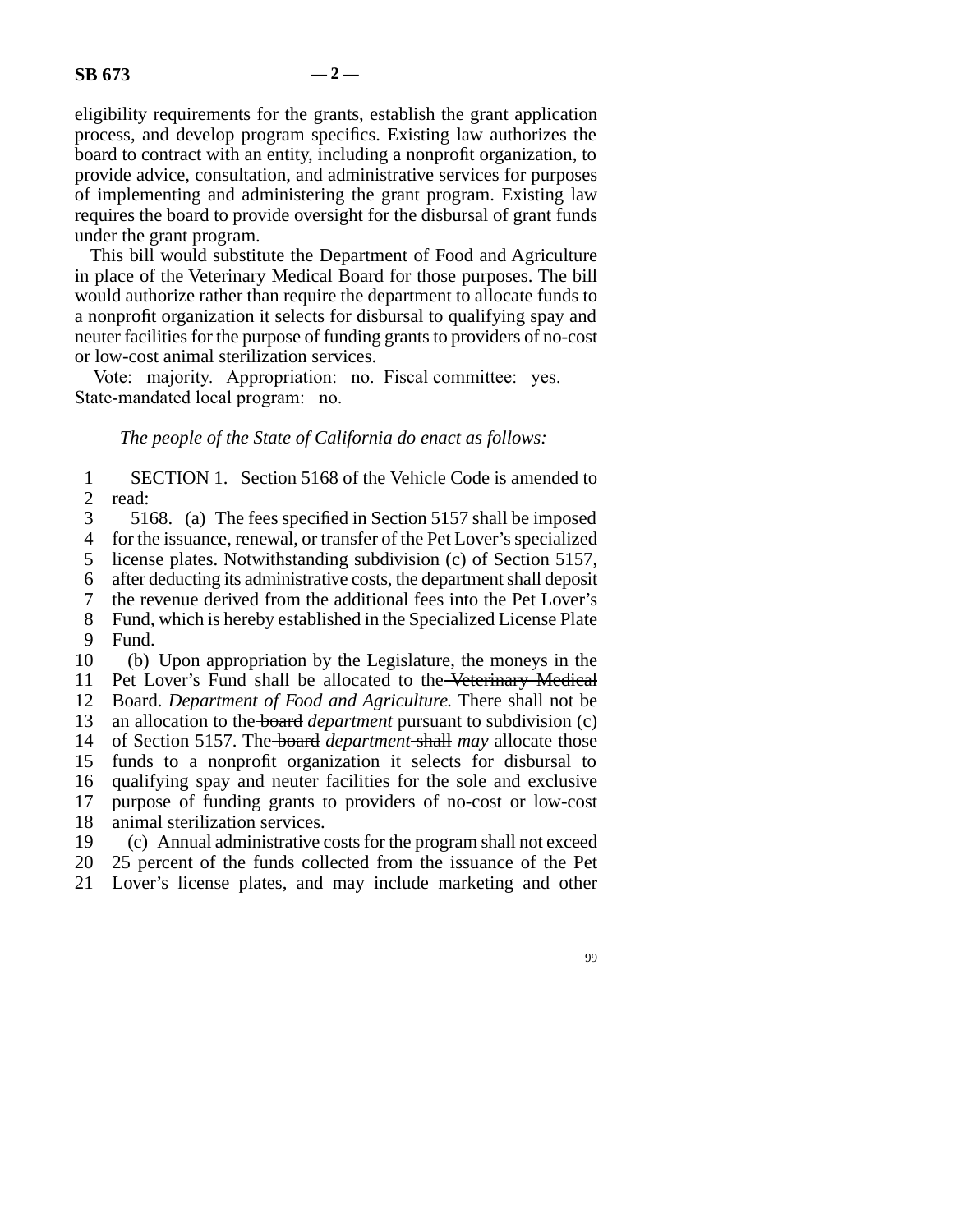eligibility requirements for the grants, establish the grant application process, and develop program specifics. Existing law authorizes the board to contract with an entity, including a nonprofit organization, to provide advice, consultation, and administrative services for purposes of implementing and administering the grant program. Existing law requires the board to provide oversight for the disbursal of grant funds under the grant program.

This bill would substitute the Department of Food and Agriculture in place of the Veterinary Medical Board for those purposes. The bill would authorize rather than require the department to allocate funds to a nonprofit organization it selects for disbursal to qualifying spay and neuter facilities for the purpose of funding grants to providers of no-cost or low-cost animal sterilization services.

Vote: majority. Appropriation: no. Fiscal committee: yes. State-mandated local program: no.

*The people of the State of California do enact as follows:*

SECTION 1. Section 5168 of the Vehicle Code is amended to read:

5168. (a) The fees specified in Section 5157 shall be imposed for the issuance, renewal, or transfer of the Pet Lover's specialized license plates. Notwithstanding subdivision (c) of Section 5157, after deducting its administrative costs, the department shall deposit the revenue derived from the additional fees into the Pet Lover's Fund, which is hereby established in the Specialized License Plate Fund.

(b) Upon appropriation by the Legislature, the moneys in the Pet Lover's Fund shall be allocated to the ~~Veterinary Medical Board.~~ *Department of Food and Agriculture.* There shall not be an allocation to the ~~board~~ *department* pursuant to subdivision (c) of Section 5157. The ~~board~~ *department* ~~shall~~ *may* allocate those funds to a nonprofit organization it selects for disbursal to qualifying spay and neuter facilities for the sole and exclusive purpose of funding grants to providers of no-cost or low-cost animal sterilization services.

(c) Annual administrative costs for the program shall not exceed 25 percent of the funds collected from the issuance of the Pet Lover's license plates, and may include marketing and other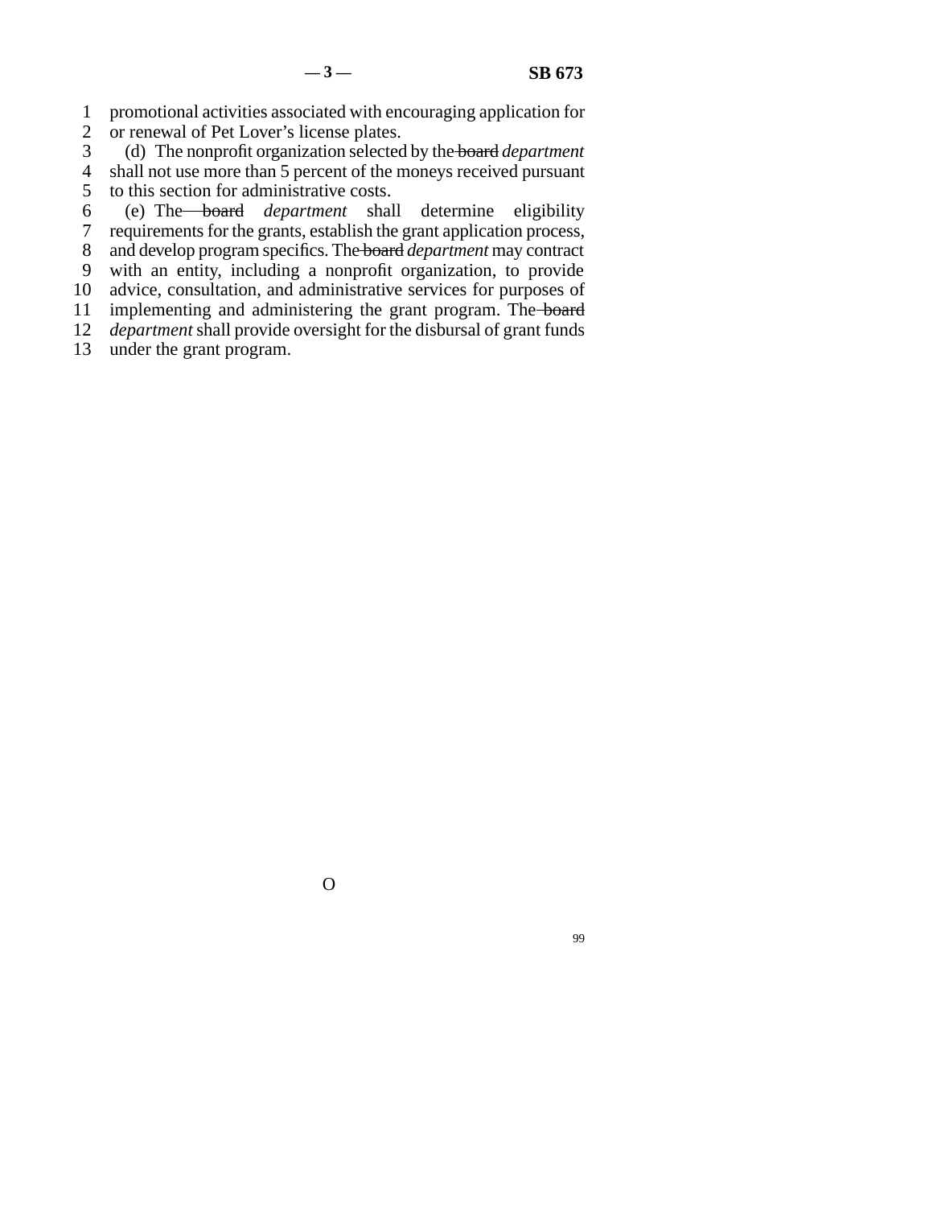promotional activities associated with encouraging application for or renewal of Pet Lover's license plates.

(d) The nonprofit organization selected by the ~~board~~ *department* shall not use more than 5 percent of the moneys received pursuant to this section for administrative costs.

(e) The ~~board~~ *department* shall determine eligibility requirements for the grants, establish the grant application process, and develop program specifics. The ~~board~~ *department* may contract with an entity, including a nonprofit organization, to provide advice, consultation, and administrative services for purposes of implementing and administering the grant program. The ~~board~~ *department* shall provide oversight for the disbursal of grant funds under the grant program.

O